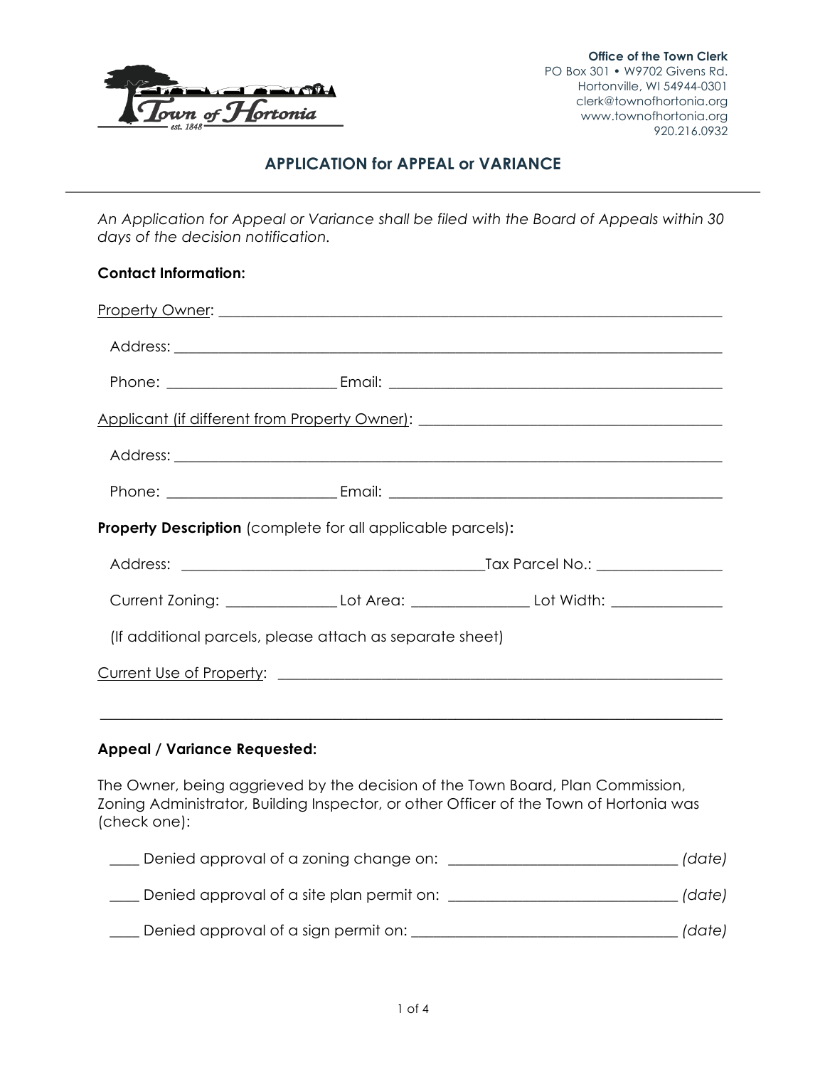Office of the Town Clerk
PO Box 301 • W9702 Givens Rd.
Hortonville, WI 54944-0301
clerk@townofhortonia.org
www.townofhortonia.org
920.216.0932

## APPLICATION for APPEAL or VARIANCE

*An Application for Appeal or Variance shall be filed with the Board of Appeals within 30 days of the decision notification.*

**Contact Information:**

Property Owner: ______________________________________________________________

Address: ______________________________________________________________

Phone: ____________________ Email: ________________________________________

Applicant (if different from Property Owner): _____________________________________

Address: ______________________________________________________________

Phone: ____________________ Email: ________________________________________

**Property Description** (complete for all applicable parcels)**:**

Address: ____________________________________ Tax Parcel No.: _______________

Current Zoning: _____________ Lot Area: ______________ Lot Width: ______________

(If additional parcels, please attach as separate sheet)

Current Use of Property: ________________________________________________________

______________________________________________________________________________

**Appeal / Variance Requested:**

The Owner, being aggrieved by the decision of the Town Board, Plan Commission, Zoning Administrator, Building Inspector, or other Officer of the Town of Hortonia was (check one):

____ Denied approval of a zoning change on: ____________________________ *(date)*

____ Denied approval of a site plan permit on: ____________________________ *(date)*

____ Denied approval of a sign permit on: ________________________________ *(date)*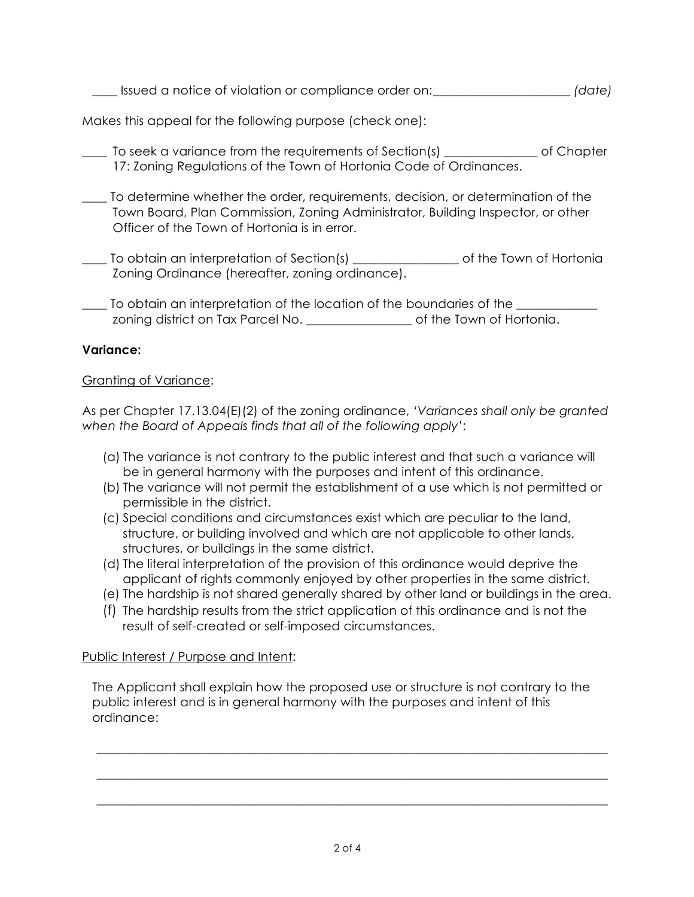____ Issued a notice of violation or compliance order on:______________________ *(date)*

Makes this appeal for the following purpose (check one):

____ To seek a variance from the requirements of Section(s) _______________ of Chapter 17: Zoning Regulations of the Town of Hortonia Code of Ordinances.

____ To determine whether the order, requirements, decision, or determination of the Town Board, Plan Commission, Zoning Administrator, Building Inspector, or other Officer of the Town of Hortonia is in error.

____ To obtain an interpretation of Section(s) _________________ of the Town of Hortonia Zoning Ordinance (hereafter, zoning ordinance).

____ To obtain an interpretation of the location of the boundaries of the _____________ zoning district on Tax Parcel No. _________________ of the Town of Hortonia.

**Variance:**

<u>Granting of Variance</u>:

As per Chapter 17.13.04(E)(2) of the zoning ordinance, '*Variances shall only be granted when the Board of Appeals finds that all of the following apply*':

(a) The variance is not contrary to the public interest and that such a variance will be in general harmony with the purposes and intent of this ordinance.
(b) The variance will not permit the establishment of a use which is not permitted or permissible in the district.
(c) Special conditions and circumstances exist which are peculiar to the land, structure, or building involved and which are not applicable to other lands, structures, or buildings in the same district.
(d) The literal interpretation of the provision of this ordinance would deprive the applicant of rights commonly enjoyed by other properties in the same district.
(e) The hardship is not shared generally shared by other land or buildings in the area.
(f) The hardship results from the strict application of this ordinance and is not the result of self-created or self-imposed circumstances.

<u>Public Interest / Purpose and Intent</u>:

The Applicant shall explain how the proposed use or structure is not contrary to the public interest and is in general harmony with the purposes and intent of this ordinance:

______________________________________________________________________________

______________________________________________________________________________

______________________________________________________________________________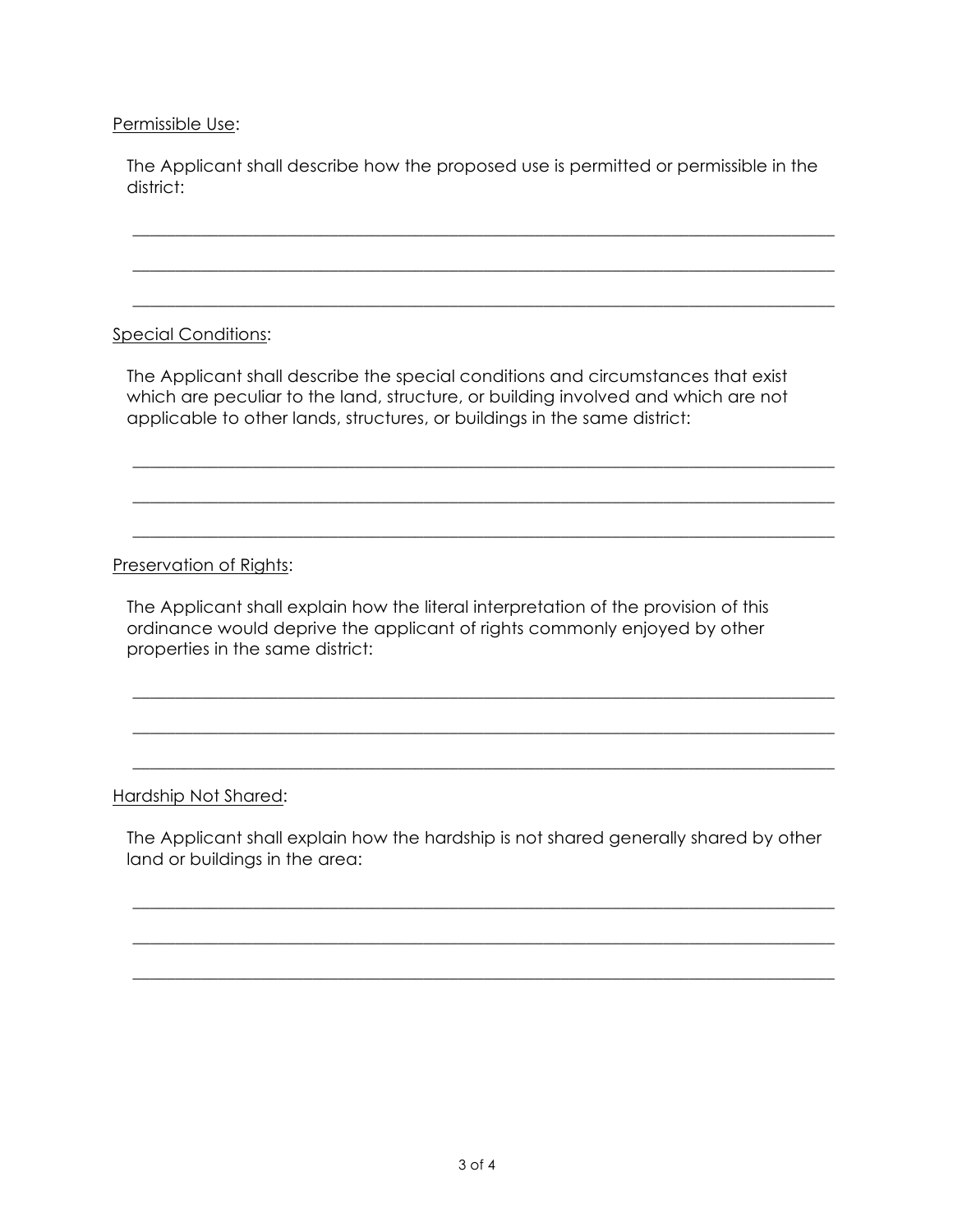Permissible Use:

The Applicant shall describe how the proposed use is permitted or permissible in the district:

\_\_\_\_\_\_\_\_\_\_\_\_\_\_\_\_\_\_\_\_\_\_\_\_\_\_\_\_\_\_\_\_\_\_\_\_\_\_\_\_\_\_\_\_\_\_\_\_\_\_\_\_\_\_\_\_\_\_\_\_\_\_\_\_\_\_\_\_\_\_\_\_\_\_\_\_\_\_

\_\_\_\_\_\_\_\_\_\_\_\_\_\_\_\_\_\_\_\_\_\_\_\_\_\_\_\_\_\_\_\_\_\_\_\_\_\_\_\_\_\_\_\_\_\_\_\_\_\_\_\_\_\_\_\_\_\_\_\_\_\_\_\_\_\_\_\_\_\_\_\_\_\_\_\_\_\_

\_\_\_\_\_\_\_\_\_\_\_\_\_\_\_\_\_\_\_\_\_\_\_\_\_\_\_\_\_\_\_\_\_\_\_\_\_\_\_\_\_\_\_\_\_\_\_\_\_\_\_\_\_\_\_\_\_\_\_\_\_\_\_\_\_\_\_\_\_\_\_\_\_\_\_\_\_\_

Special Conditions:

The Applicant shall describe the special conditions and circumstances that exist which are peculiar to the land, structure, or building involved and which are not applicable to other lands, structures, or buildings in the same district:

\_\_\_\_\_\_\_\_\_\_\_\_\_\_\_\_\_\_\_\_\_\_\_\_\_\_\_\_\_\_\_\_\_\_\_\_\_\_\_\_\_\_\_\_\_\_\_\_\_\_\_\_\_\_\_\_\_\_\_\_\_\_\_\_\_\_\_\_\_\_\_\_\_\_\_\_\_\_

\_\_\_\_\_\_\_\_\_\_\_\_\_\_\_\_\_\_\_\_\_\_\_\_\_\_\_\_\_\_\_\_\_\_\_\_\_\_\_\_\_\_\_\_\_\_\_\_\_\_\_\_\_\_\_\_\_\_\_\_\_\_\_\_\_\_\_\_\_\_\_\_\_\_\_\_\_\_

\_\_\_\_\_\_\_\_\_\_\_\_\_\_\_\_\_\_\_\_\_\_\_\_\_\_\_\_\_\_\_\_\_\_\_\_\_\_\_\_\_\_\_\_\_\_\_\_\_\_\_\_\_\_\_\_\_\_\_\_\_\_\_\_\_\_\_\_\_\_\_\_\_\_\_\_\_\_

Preservation of Rights:

The Applicant shall explain how the literal interpretation of the provision of this ordinance would deprive the applicant of rights commonly enjoyed by other properties in the same district:

\_\_\_\_\_\_\_\_\_\_\_\_\_\_\_\_\_\_\_\_\_\_\_\_\_\_\_\_\_\_\_\_\_\_\_\_\_\_\_\_\_\_\_\_\_\_\_\_\_\_\_\_\_\_\_\_\_\_\_\_\_\_\_\_\_\_\_\_\_\_\_\_\_\_\_\_\_\_

\_\_\_\_\_\_\_\_\_\_\_\_\_\_\_\_\_\_\_\_\_\_\_\_\_\_\_\_\_\_\_\_\_\_\_\_\_\_\_\_\_\_\_\_\_\_\_\_\_\_\_\_\_\_\_\_\_\_\_\_\_\_\_\_\_\_\_\_\_\_\_\_\_\_\_\_\_\_

\_\_\_\_\_\_\_\_\_\_\_\_\_\_\_\_\_\_\_\_\_\_\_\_\_\_\_\_\_\_\_\_\_\_\_\_\_\_\_\_\_\_\_\_\_\_\_\_\_\_\_\_\_\_\_\_\_\_\_\_\_\_\_\_\_\_\_\_\_\_\_\_\_\_\_\_\_\_

Hardship Not Shared:

The Applicant shall explain how the hardship is not shared generally shared by other land or buildings in the area:

\_\_\_\_\_\_\_\_\_\_\_\_\_\_\_\_\_\_\_\_\_\_\_\_\_\_\_\_\_\_\_\_\_\_\_\_\_\_\_\_\_\_\_\_\_\_\_\_\_\_\_\_\_\_\_\_\_\_\_\_\_\_\_\_\_\_\_\_\_\_\_\_\_\_\_\_\_\_

\_\_\_\_\_\_\_\_\_\_\_\_\_\_\_\_\_\_\_\_\_\_\_\_\_\_\_\_\_\_\_\_\_\_\_\_\_\_\_\_\_\_\_\_\_\_\_\_\_\_\_\_\_\_\_\_\_\_\_\_\_\_\_\_\_\_\_\_\_\_\_\_\_\_\_\_\_\_

\_\_\_\_\_\_\_\_\_\_\_\_\_\_\_\_\_\_\_\_\_\_\_\_\_\_\_\_\_\_\_\_\_\_\_\_\_\_\_\_\_\_\_\_\_\_\_\_\_\_\_\_\_\_\_\_\_\_\_\_\_\_\_\_\_\_\_\_\_\_\_\_\_\_\_\_\_\_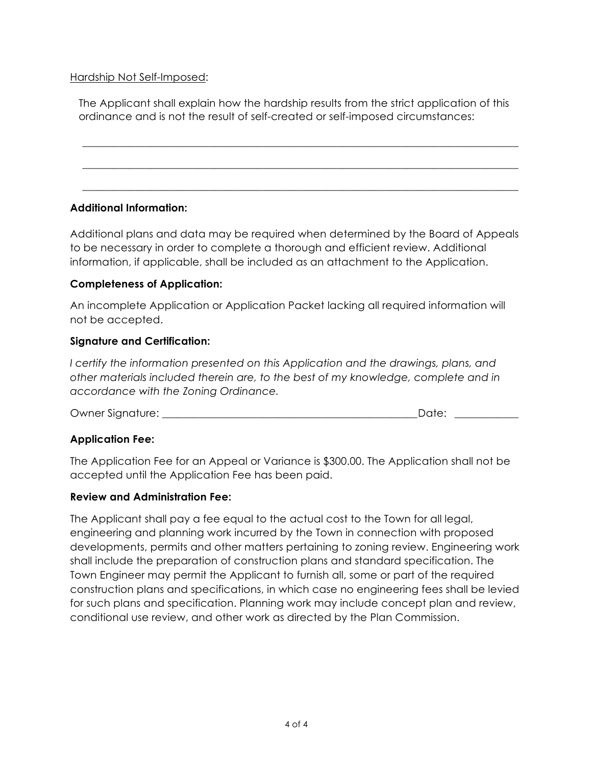Hardship Not Self-Imposed:

The Applicant shall explain how the hardship results from the strict application of this ordinance and is not the result of self-created or self-imposed circumstances:

______________________________________________________________________________

______________________________________________________________________________

______________________________________________________________________________

**Additional Information:**

Additional plans and data may be required when determined by the Board of Appeals to be necessary in order to complete a thorough and efficient review. Additional information, if applicable, shall be included as an attachment to the Application.

**Completeness of Application:**

An incomplete Application or Application Packet lacking all required information will not be accepted.

**Signature and Certification:**

*I certify the information presented on this Application and the drawings, plans, and other materials included therein are, to the best of my knowledge, complete and in accordance with the Zoning Ordinance.*

Owner Signature: ______________________________________________ Date: ___________

**Application Fee:**

The Application Fee for an Appeal or Variance is $300.00. The Application shall not be accepted until the Application Fee has been paid.

**Review and Administration Fee:**

The Applicant shall pay a fee equal to the actual cost to the Town for all legal, engineering and planning work incurred by the Town in connection with proposed developments, permits and other matters pertaining to zoning review. Engineering work shall include the preparation of construction plans and standard specification. The Town Engineer may permit the Applicant to furnish all, some or part of the required construction plans and specifications, in which case no engineering fees shall be levied for such plans and specification. Planning work may include concept plan and review, conditional use review, and other work as directed by the Plan Commission.